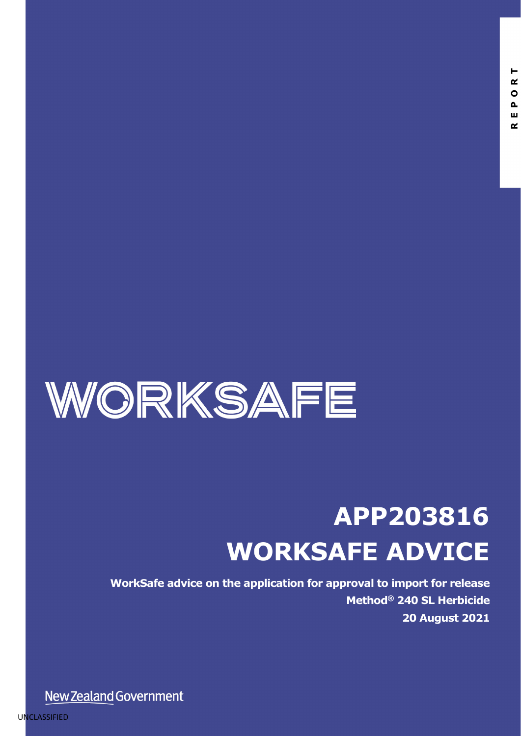REPORT

WORKSAFE

# APP203816 WORKSAFE ADVICE

**WorkSafe advice on the application for approval to import for release**

**Method® 240 SL Herbicide**

**20 August 2021**

New Zealand Government

UNCLASSIFIED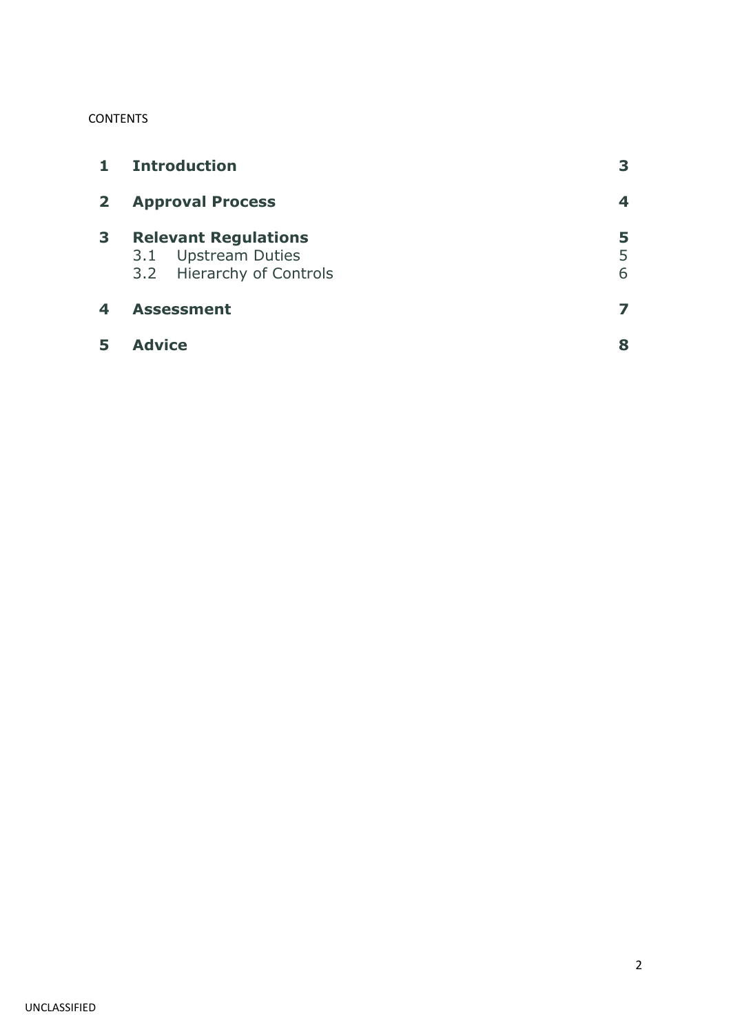CONTENTS

| | | |
|---|---|---|
| **1** | **Introduction** | **3** |
| **2** | **Approval Process** | **4** |
| **3** | **Relevant Regulations** | **5** |
| | 3.1 Upstream Duties | 5 |
| | 3.2 Hierarchy of Controls | 6 |
| **4** | **Assessment** | **7** |
| **5** | **Advice** | **8** |

UNCLASSIFIED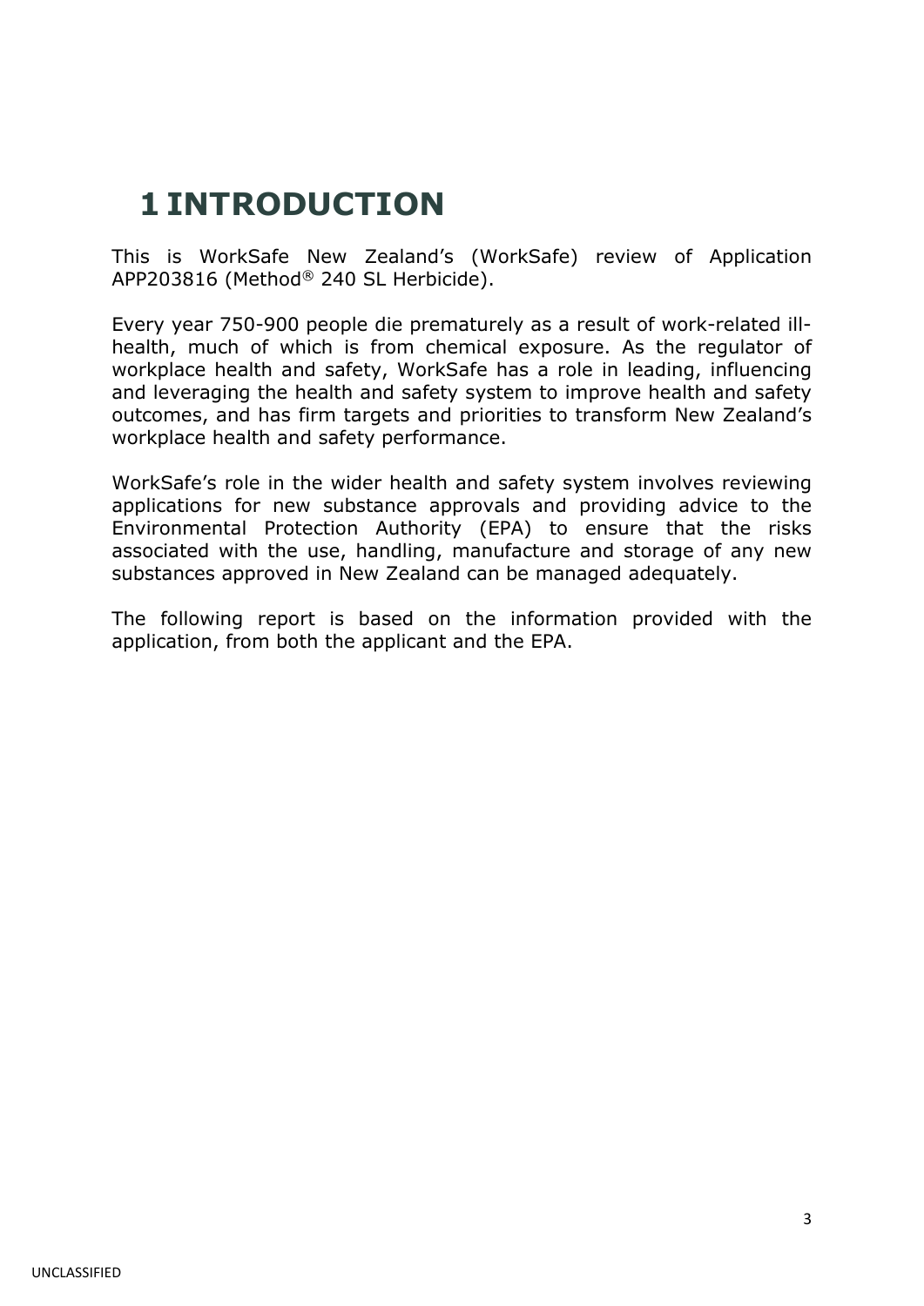# 1 INTRODUCTION

This is WorkSafe New Zealand's (WorkSafe) review of Application APP203816 (Method® 240 SL Herbicide).

Every year 750-900 people die prematurely as a result of work-related ill-health, much of which is from chemical exposure. As the regulator of workplace health and safety, WorkSafe has a role in leading, influencing and leveraging the health and safety system to improve health and safety outcomes, and has firm targets and priorities to transform New Zealand's workplace health and safety performance.

WorkSafe's role in the wider health and safety system involves reviewing applications for new substance approvals and providing advice to the Environmental Protection Authority (EPA) to ensure that the risks associated with the use, handling, manufacture and storage of any new substances approved in New Zealand can be managed adequately.

The following report is based on the information provided with the application, from both the applicant and the EPA.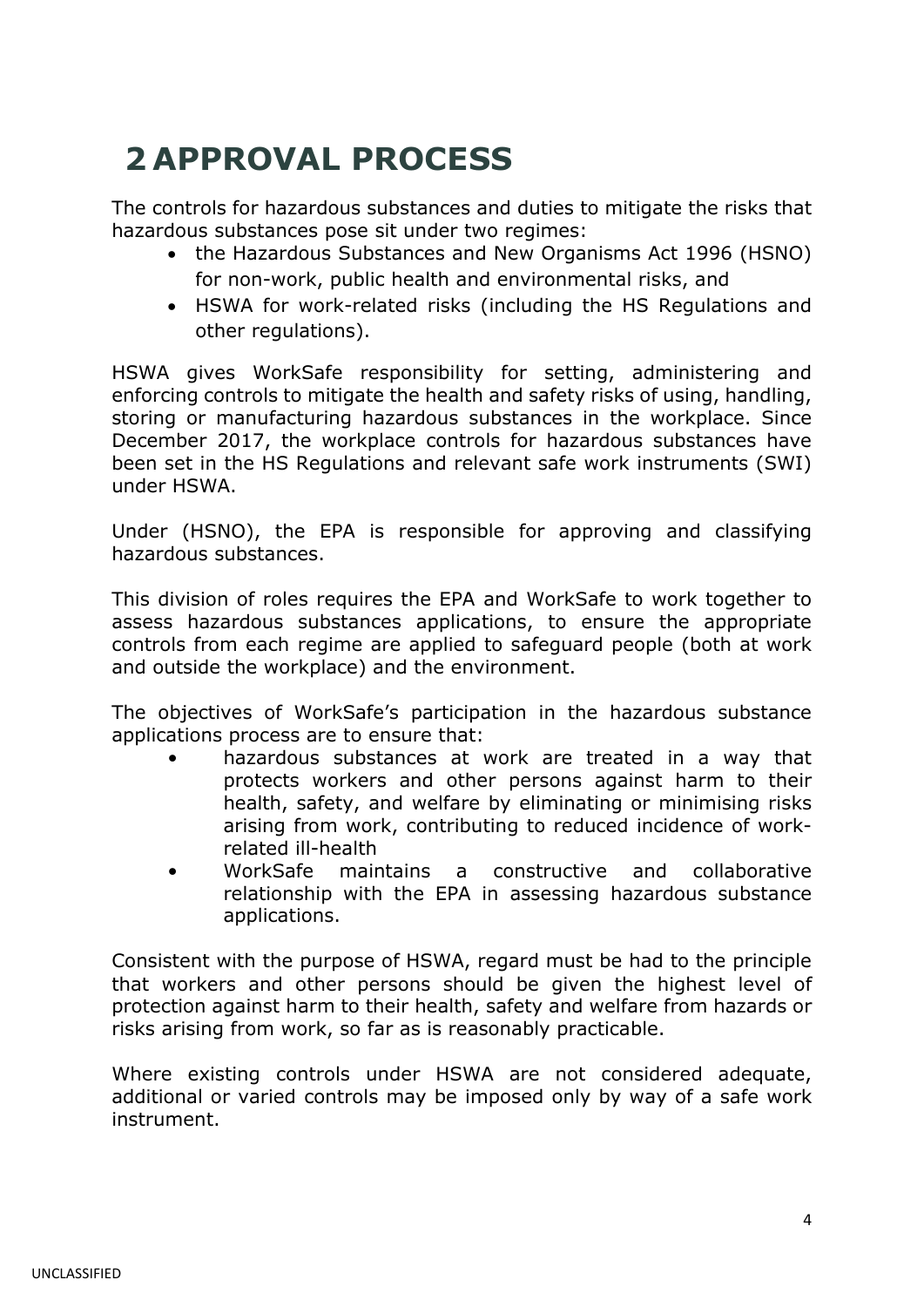# 2 APPROVAL PROCESS

The controls for hazardous substances and duties to mitigate the risks that hazardous substances pose sit under two regimes:

- the Hazardous Substances and New Organisms Act 1996 (HSNO) for non-work, public health and environmental risks, and
- HSWA for work-related risks (including the HS Regulations and other regulations).

HSWA gives WorkSafe responsibility for setting, administering and enforcing controls to mitigate the health and safety risks of using, handling, storing or manufacturing hazardous substances in the workplace. Since December 2017, the workplace controls for hazardous substances have been set in the HS Regulations and relevant safe work instruments (SWI) under HSWA.

Under (HSNO), the EPA is responsible for approving and classifying hazardous substances.

This division of roles requires the EPA and WorkSafe to work together to assess hazardous substances applications, to ensure the appropriate controls from each regime are applied to safeguard people (both at work and outside the workplace) and the environment.

The objectives of WorkSafe's participation in the hazardous substance applications process are to ensure that:

- hazardous substances at work are treated in a way that protects workers and other persons against harm to their health, safety, and welfare by eliminating or minimising risks arising from work, contributing to reduced incidence of work-related ill-health
- WorkSafe maintains a constructive and collaborative relationship with the EPA in assessing hazardous substance applications.

Consistent with the purpose of HSWA, regard must be had to the principle that workers and other persons should be given the highest level of protection against harm to their health, safety and welfare from hazards or risks arising from work, so far as is reasonably practicable.

Where existing controls under HSWA are not considered adequate, additional or varied controls may be imposed only by way of a safe work instrument.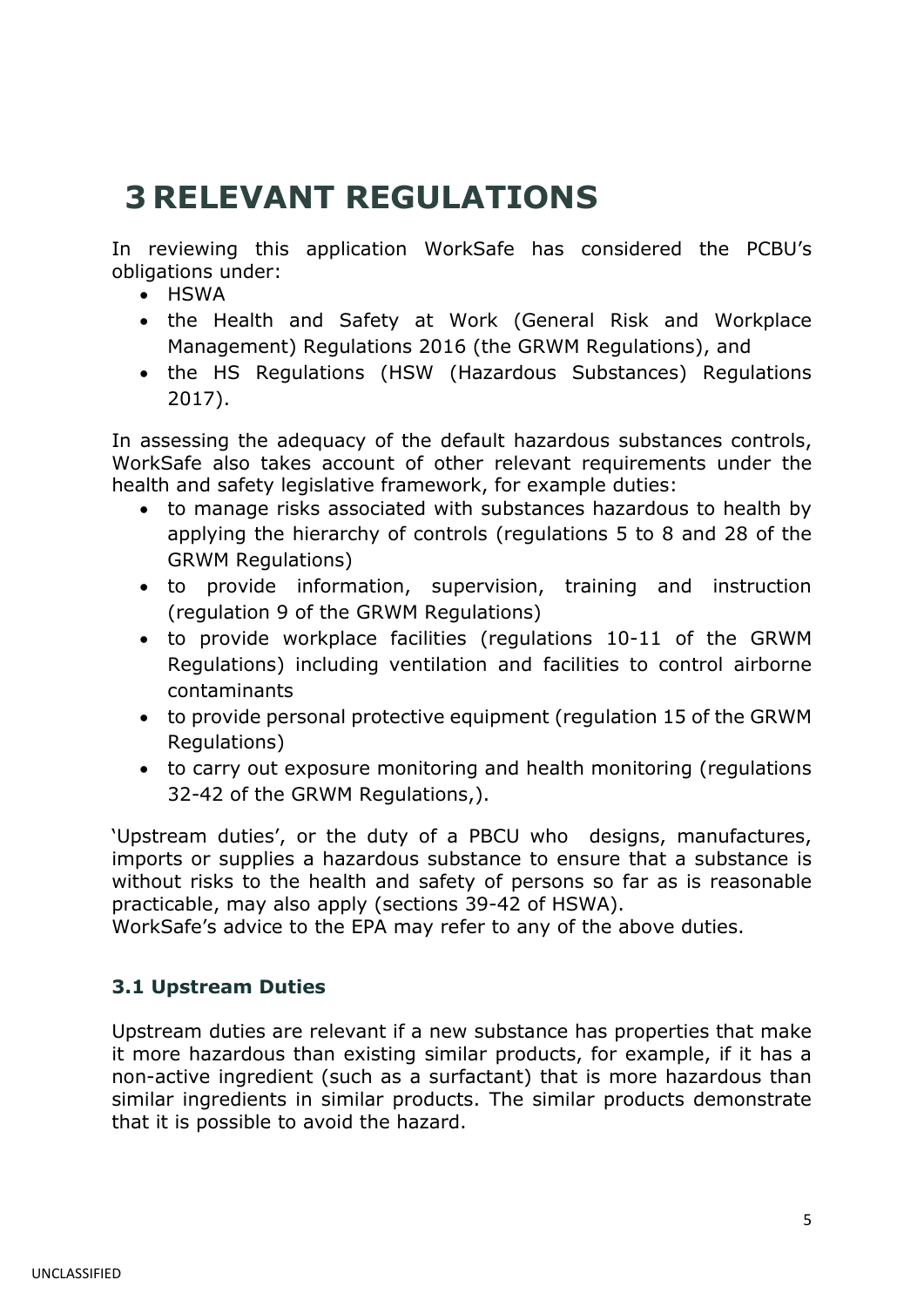# 3 RELEVANT REGULATIONS

In reviewing this application WorkSafe has considered the PCBU's obligations under:

- HSWA
- the Health and Safety at Work (General Risk and Workplace Management) Regulations 2016 (the GRWM Regulations), and
- the HS Regulations (HSW (Hazardous Substances) Regulations 2017).

In assessing the adequacy of the default hazardous substances controls, WorkSafe also takes account of other relevant requirements under the health and safety legislative framework, for example duties:

- to manage risks associated with substances hazardous to health by applying the hierarchy of controls (regulations 5 to 8 and 28 of the GRWM Regulations)
- to provide information, supervision, training and instruction (regulation 9 of the GRWM Regulations)
- to provide workplace facilities (regulations 10-11 of the GRWM Regulations) including ventilation and facilities to control airborne contaminants
- to provide personal protective equipment (regulation 15 of the GRWM Regulations)
- to carry out exposure monitoring and health monitoring (regulations 32-42 of the GRWM Regulations,).

'Upstream duties', or the duty of a PBCU who designs, manufactures, imports or supplies a hazardous substance to ensure that a substance is without risks to the health and safety of persons so far as is reasonable practicable, may also apply (sections 39-42 of HSWA).
WorkSafe's advice to the EPA may refer to any of the above duties.

### 3.1 Upstream Duties

Upstream duties are relevant if a new substance has properties that make it more hazardous than existing similar products, for example, if it has a non-active ingredient (such as a surfactant) that is more hazardous than similar ingredients in similar products. The similar products demonstrate that it is possible to avoid the hazard.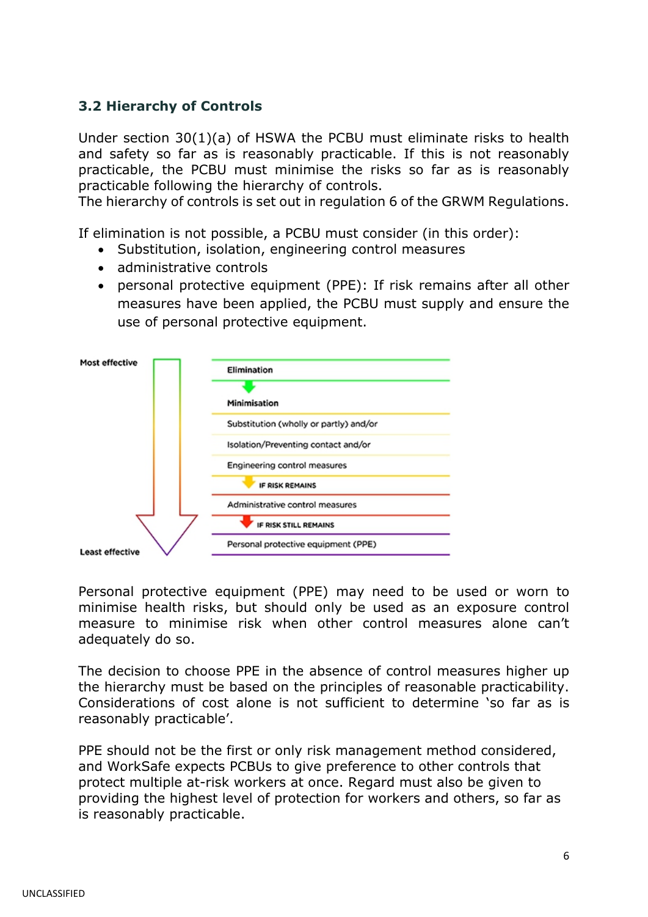### 3.2 Hierarchy of Controls

Under section 30(1)(a) of HSWA the PCBU must eliminate risks to health and safety so far as is reasonably practicable. If this is not reasonably practicable, the PCBU must minimise the risks so far as is reasonably practicable following the hierarchy of controls.
The hierarchy of controls is set out in regulation 6 of the GRWM Regulations.

If elimination is not possible, a PCBU must consider (in this order):

- Substitution, isolation, engineering control measures
- administrative controls
- personal protective equipment (PPE): If risk remains after all other measures have been applied, the PCBU must supply and ensure the use of personal protective equipment.

Most effective

Elimination

Minimisation

Substitution (wholly or partly) and/or

Isolation/Preventing contact and/or

Engineering control measures

IF RISK REMAINS

Administrative control measures

IF RISK STILL REMAINS

Personal protective equipment (PPE)

Least effective

Personal protective equipment (PPE) may need to be used or worn to minimise health risks, but should only be used as an exposure control measure to minimise risk when other control measures alone can't adequately do so.

The decision to choose PPE in the absence of control measures higher up the hierarchy must be based on the principles of reasonable practicability. Considerations of cost alone is not sufficient to determine 'so far as is reasonably practicable'.

PPE should not be the first or only risk management method considered, and WorkSafe expects PCBUs to give preference to other controls that protect multiple at-risk workers at once. Regard must also be given to providing the highest level of protection for workers and others, so far as is reasonably practicable.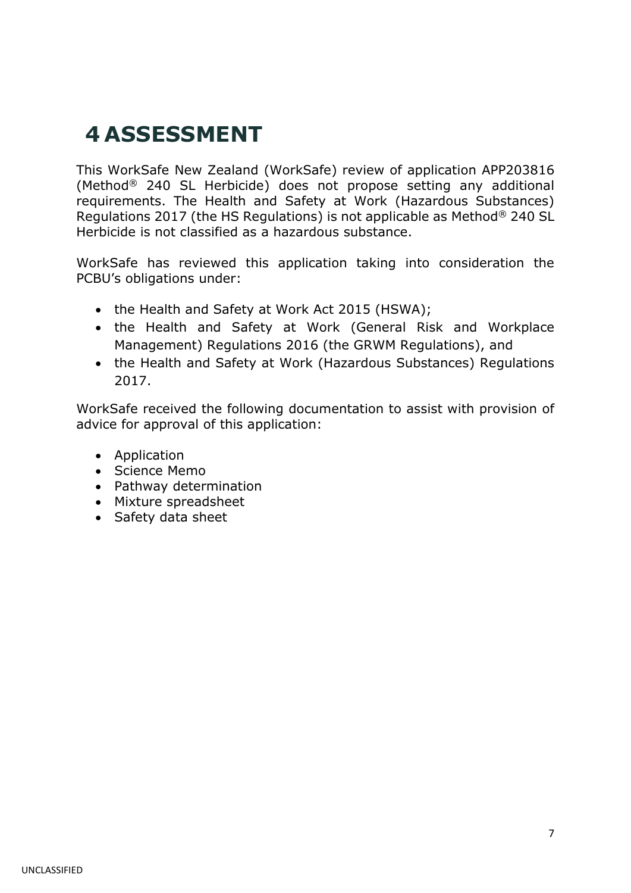# 4 ASSESSMENT

This WorkSafe New Zealand (WorkSafe) review of application APP203816 (Method® 240 SL Herbicide) does not propose setting any additional requirements. The Health and Safety at Work (Hazardous Substances) Regulations 2017 (the HS Regulations) is not applicable as Method® 240 SL Herbicide is not classified as a hazardous substance.

WorkSafe has reviewed this application taking into consideration the PCBU's obligations under:

- the Health and Safety at Work Act 2015 (HSWA);
- the Health and Safety at Work (General Risk and Workplace Management) Regulations 2016 (the GRWM Regulations), and
- the Health and Safety at Work (Hazardous Substances) Regulations 2017.

WorkSafe received the following documentation to assist with provision of advice for approval of this application:

- Application
- Science Memo
- Pathway determination
- Mixture spreadsheet
- Safety data sheet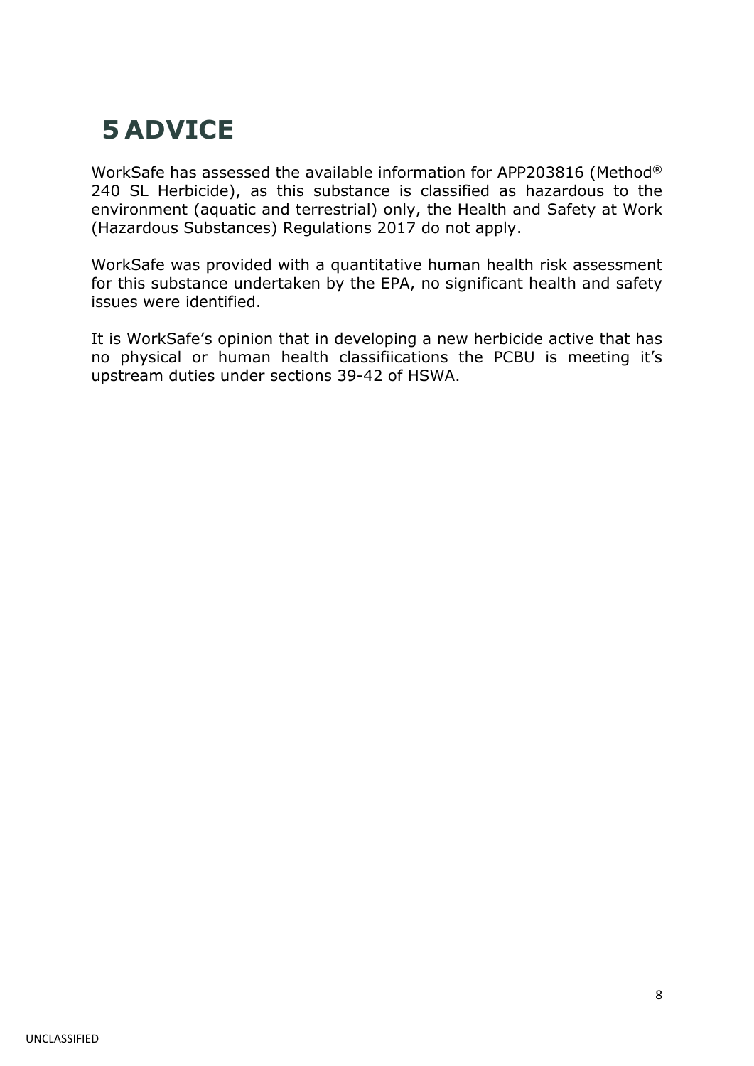# 5 ADVICE

WorkSafe has assessed the available information for APP203816 (Method® 240 SL Herbicide), as this substance is classified as hazardous to the environment (aquatic and terrestrial) only, the Health and Safety at Work (Hazardous Substances) Regulations 2017 do not apply.

WorkSafe was provided with a quantitative human health risk assessment for this substance undertaken by the EPA, no significant health and safety issues were identified.

It is WorkSafe's opinion that in developing a new herbicide active that has no physical or human health classifiications the PCBU is meeting it's upstream duties under sections 39-42 of HSWA.